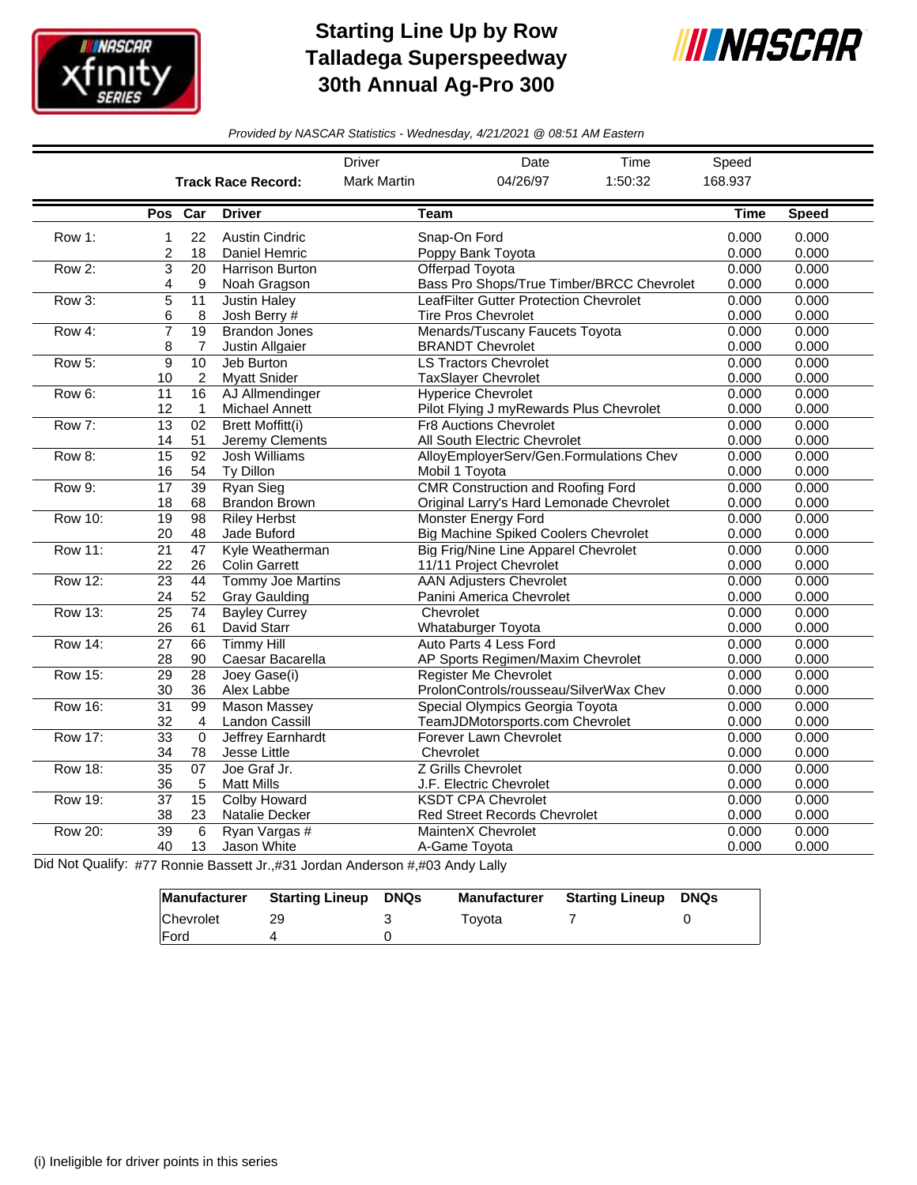# Starting Line Up by Row
# Talladega Superspeedway
# 30th Annual Ag-Pro 300

*Provided by NASCAR Statistics - Wednesday, 4/21/2021 @ 08:51 AM Eastern*

| | Driver | Date | Time | Speed |
|---|---|---|---|---|
| **Track Race Record:** | Mark Martin | 04/26/97 | 1:50:32 | 168.937 |

| | Pos | Car | Driver | Team | Time | Speed |
|---|---|---|---|---|---|---|
| Row 1: | 1 | 22 | Austin Cindric | Snap-On Ford | 0.000 | 0.000 |
| | 2 | 18 | Daniel Hemric | Poppy Bank Toyota | 0.000 | 0.000 |
| Row 2: | 3 | 20 | Harrison Burton | Offerpad Toyota | 0.000 | 0.000 |
| | 4 | 9 | Noah Gragson | Bass Pro Shops/True Timber/BRCC Chevrolet | 0.000 | 0.000 |
| Row 3: | 5 | 11 | Justin Haley | LeafFilter Gutter Protection Chevrolet | 0.000 | 0.000 |
| | 6 | 8 | Josh Berry # | Tire Pros Chevrolet | 0.000 | 0.000 |
| Row 4: | 7 | 19 | Brandon Jones | Menards/Tuscany Faucets Toyota | 0.000 | 0.000 |
| | 8 | 7 | Justin Allgaier | BRANDT Chevrolet | 0.000 | 0.000 |
| Row 5: | 9 | 10 | Jeb Burton | LS Tractors Chevrolet | 0.000 | 0.000 |
| | 10 | 2 | Myatt Snider | TaxSlayer Chevrolet | 0.000 | 0.000 |
| Row 6: | 11 | 16 | AJ Allmendinger | Hyperice Chevrolet | 0.000 | 0.000 |
| | 12 | 1 | Michael Annett | Pilot Flying J myRewards Plus Chevrolet | 0.000 | 0.000 |
| Row 7: | 13 | 02 | Brett Moffitt(i) | Fr8 Auctions Chevrolet | 0.000 | 0.000 |
| | 14 | 51 | Jeremy Clements | All South Electric Chevrolet | 0.000 | 0.000 |
| Row 8: | 15 | 92 | Josh Williams | AlloyEmployerServ/Gen.Formulations Chev | 0.000 | 0.000 |
| | 16 | 54 | Ty Dillon | Mobil 1 Toyota | 0.000 | 0.000 |
| Row 9: | 17 | 39 | Ryan Sieg | CMR Construction and Roofing Ford | 0.000 | 0.000 |
| | 18 | 68 | Brandon Brown | Original Larry's Hard Lemonade Chevrolet | 0.000 | 0.000 |
| Row 10: | 19 | 98 | Riley Herbst | Monster Energy Ford | 0.000 | 0.000 |
| | 20 | 48 | Jade Buford | Big Machine Spiked Coolers Chevrolet | 0.000 | 0.000 |
| Row 11: | 21 | 47 | Kyle Weatherman | Big Frig/Nine Line Apparel Chevrolet | 0.000 | 0.000 |
| | 22 | 26 | Colin Garrett | 11/11 Project Chevrolet | 0.000 | 0.000 |
| Row 12: | 23 | 44 | Tommy Joe Martins | AAN Adjusters Chevrolet | 0.000 | 0.000 |
| | 24 | 52 | Gray Gaulding | Panini America Chevrolet | 0.000 | 0.000 |
| Row 13: | 25 | 74 | Bayley Currey | Chevrolet | 0.000 | 0.000 |
| | 26 | 61 | David Starr | Whataburger Toyota | 0.000 | 0.000 |
| Row 14: | 27 | 66 | Timmy Hill | Auto Parts 4 Less Ford | 0.000 | 0.000 |
| | 28 | 90 | Caesar Bacarella | AP Sports Regimen/Maxim Chevrolet | 0.000 | 0.000 |
| Row 15: | 29 | 28 | Joey Gase(i) | Register Me Chevrolet | 0.000 | 0.000 |
| | 30 | 36 | Alex Labbe | ProlonControls/rousseau/SilverWax Chev | 0.000 | 0.000 |
| Row 16: | 31 | 99 | Mason Massey | Special Olympics Georgia Toyota | 0.000 | 0.000 |
| | 32 | 4 | Landon Cassill | TeamJDMotorsports.com Chevrolet | 0.000 | 0.000 |
| Row 17: | 33 | 0 | Jeffrey Earnhardt | Forever Lawn Chevrolet | 0.000 | 0.000 |
| | 34 | 78 | Jesse Little | Chevrolet | 0.000 | 0.000 |
| Row 18: | 35 | 07 | Joe Graf Jr. | Z Grills Chevrolet | 0.000 | 0.000 |
| | 36 | 5 | Matt Mills | J.F. Electric Chevrolet | 0.000 | 0.000 |
| Row 19: | 37 | 15 | Colby Howard | KSDT CPA Chevrolet | 0.000 | 0.000 |
| | 38 | 23 | Natalie Decker | Red Street Records Chevrolet | 0.000 | 0.000 |
| Row 20: | 39 | 6 | Ryan Vargas # | MaintenX Chevrolet | 0.000 | 0.000 |
| | 40 | 13 | Jason White | A-Game Toyota | 0.000 | 0.000 |

Did Not Qualify: #77 Ronnie Bassett Jr.,#31 Jordan Anderson #,#03 Andy Lally

| Manufacturer | Starting Lineup | DNQs | Manufacturer | Starting Lineup | DNQs |
|---|---|---|---|---|---|
| Chevrolet | 29 | 3 | Toyota | 7 | 0 |
| Ford | 4 | 0 | | | |

(i) Ineligible for driver points in this series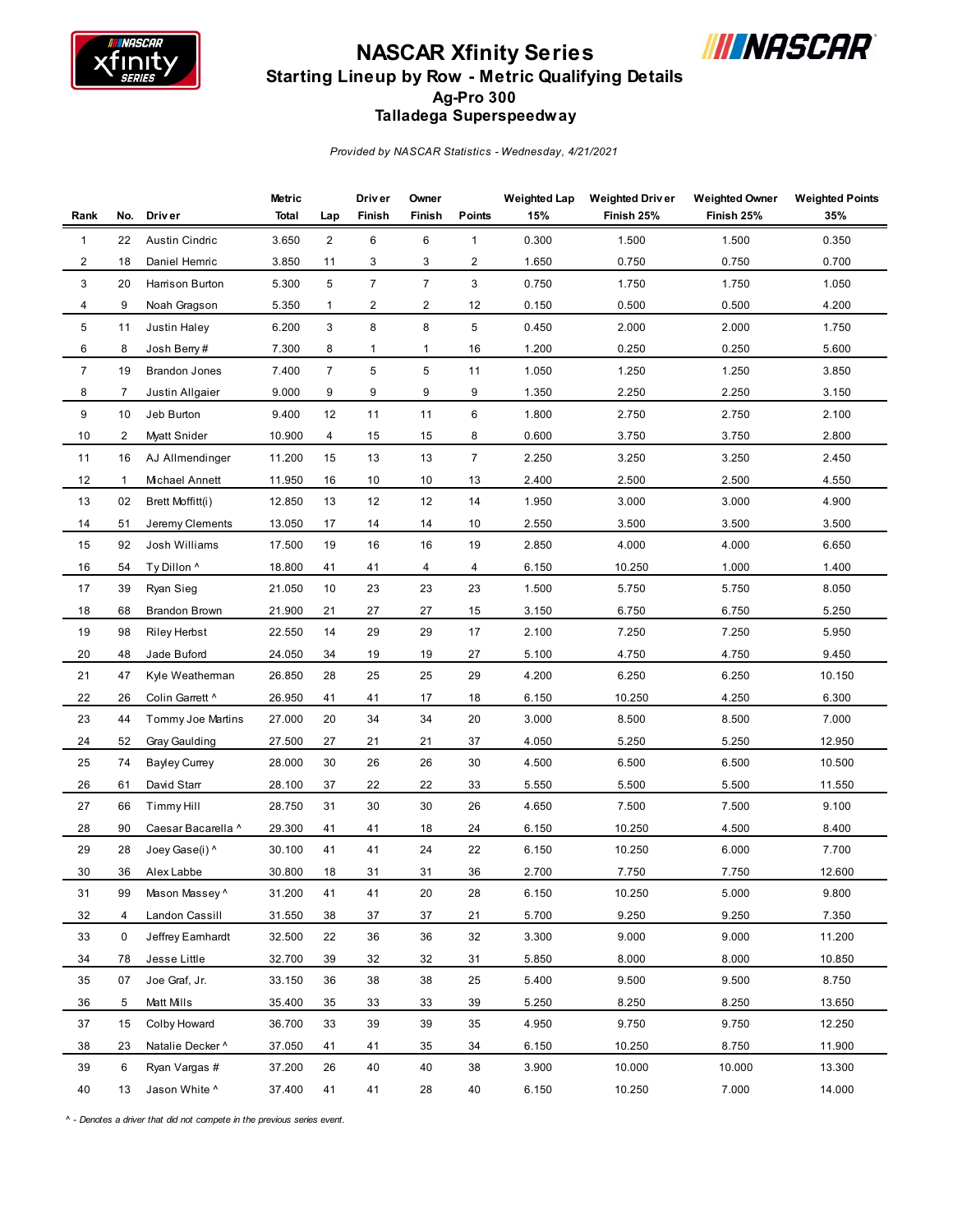# NASCAR Xfinity Series

## Starting Lineup by Row - Metric Qualifying Details

### Ag-Pro 300

### Talladega Superspeedway

*Provided by NASCAR Statistics - Wednesday, 4/21/2021*

| Rank | No. | Driver | Metric Total | Lap | Driver Finish | Owner Finish | Points | Weighted Lap 15% | Weighted Driver Finish 25% | Weighted Owner Finish 25% | Weighted Points 35% |
|---|---|---|---|---|---|---|---|---|---|---|---|
| 1 | 22 | Austin Cindric | 3.650 | 2 | 6 | 6 | 1 | 0.300 | 1.500 | 1.500 | 0.350 |
| 2 | 18 | Daniel Hemric | 3.850 | 11 | 3 | 3 | 2 | 1.650 | 0.750 | 0.750 | 0.700 |
| 3 | 20 | Harrison Burton | 5.300 | 5 | 7 | 7 | 3 | 0.750 | 1.750 | 1.750 | 1.050 |
| 4 | 9 | Noah Gragson | 5.350 | 1 | 2 | 2 | 12 | 0.150 | 0.500 | 0.500 | 4.200 |
| 5 | 11 | Justin Haley | 6.200 | 3 | 8 | 8 | 5 | 0.450 | 2.000 | 2.000 | 1.750 |
| 6 | 8 | Josh Berry # | 7.300 | 8 | 1 | 1 | 16 | 1.200 | 0.250 | 0.250 | 5.600 |
| 7 | 19 | Brandon Jones | 7.400 | 7 | 5 | 5 | 11 | 1.050 | 1.250 | 1.250 | 3.850 |
| 8 | 7 | Justin Allgaier | 9.000 | 9 | 9 | 9 | 9 | 1.350 | 2.250 | 2.250 | 3.150 |
| 9 | 10 | Jeb Burton | 9.400 | 12 | 11 | 11 | 6 | 1.800 | 2.750 | 2.750 | 2.100 |
| 10 | 2 | Myatt Snider | 10.900 | 4 | 15 | 15 | 8 | 0.600 | 3.750 | 3.750 | 2.800 |
| 11 | 16 | AJ Allmendinger | 11.200 | 15 | 13 | 13 | 7 | 2.250 | 3.250 | 3.250 | 2.450 |
| 12 | 1 | Michael Annett | 11.950 | 16 | 10 | 10 | 13 | 2.400 | 2.500 | 2.500 | 4.550 |
| 13 | 02 | Brett Moffitt(i) | 12.850 | 13 | 12 | 12 | 14 | 1.950 | 3.000 | 3.000 | 4.900 |
| 14 | 51 | Jeremy Clements | 13.050 | 17 | 14 | 14 | 10 | 2.550 | 3.500 | 3.500 | 3.500 |
| 15 | 92 | Josh Williams | 17.500 | 19 | 16 | 16 | 19 | 2.850 | 4.000 | 4.000 | 6.650 |
| 16 | 54 | Ty Dillon ^ | 18.800 | 41 | 41 | 4 | 4 | 6.150 | 10.250 | 1.000 | 1.400 |
| 17 | 39 | Ryan Sieg | 21.050 | 10 | 23 | 23 | 23 | 1.500 | 5.750 | 5.750 | 8.050 |
| 18 | 68 | Brandon Brown | 21.900 | 21 | 27 | 27 | 15 | 3.150 | 6.750 | 6.750 | 5.250 |
| 19 | 98 | Riley Herbst | 22.550 | 14 | 29 | 29 | 17 | 2.100 | 7.250 | 7.250 | 5.950 |
| 20 | 48 | Jade Buford | 24.050 | 34 | 19 | 19 | 27 | 5.100 | 4.750 | 4.750 | 9.450 |
| 21 | 47 | Kyle Weatherman | 26.850 | 28 | 25 | 25 | 29 | 4.200 | 6.250 | 6.250 | 10.150 |
| 22 | 26 | Colin Garrett ^ | 26.950 | 41 | 41 | 17 | 18 | 6.150 | 10.250 | 4.250 | 6.300 |
| 23 | 44 | Tommy Joe Martins | 27.000 | 20 | 34 | 34 | 20 | 3.000 | 8.500 | 8.500 | 7.000 |
| 24 | 52 | Gray Gaulding | 27.500 | 27 | 21 | 21 | 37 | 4.050 | 5.250 | 5.250 | 12.950 |
| 25 | 74 | Bayley Currey | 28.000 | 30 | 26 | 26 | 30 | 4.500 | 6.500 | 6.500 | 10.500 |
| 26 | 61 | David Starr | 28.100 | 37 | 22 | 22 | 33 | 5.550 | 5.500 | 5.500 | 11.550 |
| 27 | 66 | Timmy Hill | 28.750 | 31 | 30 | 30 | 26 | 4.650 | 7.500 | 7.500 | 9.100 |
| 28 | 90 | Caesar Bacarella ^ | 29.300 | 41 | 41 | 18 | 24 | 6.150 | 10.250 | 4.500 | 8.400 |
| 29 | 28 | Joey Gase(i) ^ | 30.100 | 41 | 41 | 24 | 22 | 6.150 | 10.250 | 6.000 | 7.700 |
| 30 | 36 | Alex Labbe | 30.800 | 18 | 31 | 31 | 36 | 2.700 | 7.750 | 7.750 | 12.600 |
| 31 | 99 | Mason Massey ^ | 31.200 | 41 | 41 | 20 | 28 | 6.150 | 10.250 | 5.000 | 9.800 |
| 32 | 4 | Landon Cassill | 31.550 | 38 | 37 | 37 | 21 | 5.700 | 9.250 | 9.250 | 7.350 |
| 33 | 0 | Jeffrey Earnhardt | 32.500 | 22 | 36 | 36 | 32 | 3.300 | 9.000 | 9.000 | 11.200 |
| 34 | 78 | Jesse Little | 32.700 | 39 | 32 | 32 | 31 | 5.850 | 8.000 | 8.000 | 10.850 |
| 35 | 07 | Joe Graf, Jr. | 33.150 | 36 | 38 | 38 | 25 | 5.400 | 9.500 | 9.500 | 8.750 |
| 36 | 5 | Matt Mills | 35.400 | 35 | 33 | 33 | 39 | 5.250 | 8.250 | 8.250 | 13.650 |
| 37 | 15 | Colby Howard | 36.700 | 33 | 39 | 39 | 35 | 4.950 | 9.750 | 9.750 | 12.250 |
| 38 | 23 | Natalie Decker ^ | 37.050 | 41 | 41 | 35 | 34 | 6.150 | 10.250 | 8.750 | 11.900 |
| 39 | 6 | Ryan Vargas # | 37.200 | 26 | 40 | 40 | 38 | 3.900 | 10.000 | 10.000 | 13.300 |
| 40 | 13 | Jason White ^ | 37.400 | 41 | 41 | 28 | 40 | 6.150 | 10.250 | 7.000 | 14.000 |

*^ - Denotes a driver that did not compete in the previous series event.*